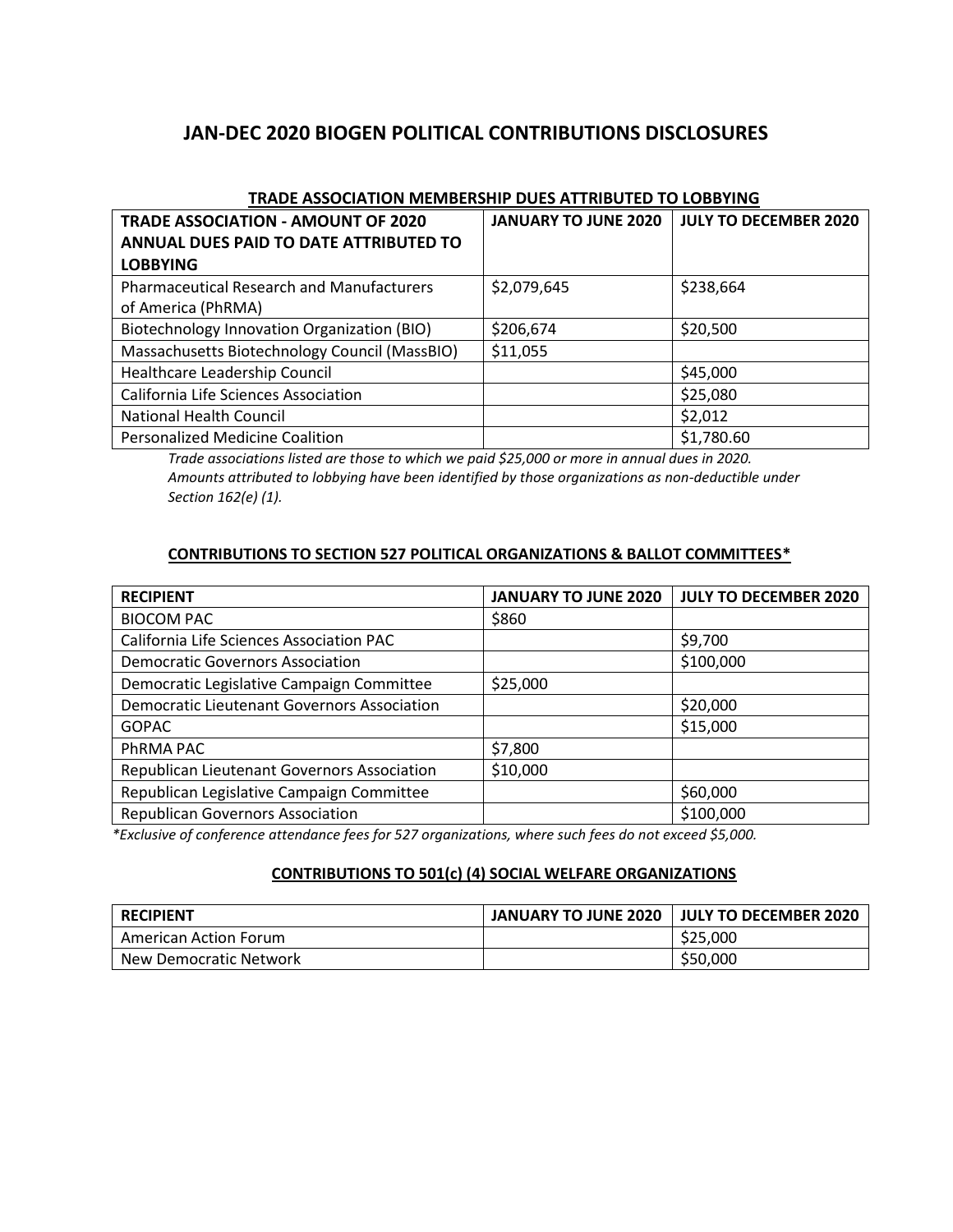# JAN-DEC 2020 BIOGEN POLITICAL CONTRIBUTIONS DISCLOSURES

## TRADE ASSOCIATION MEMBERSHIP DUES ATTRIBUTED TO LOBBYING

| TRADE ASSOCIATION - AMOUNT OF 2020 ANNUAL DUES PAID TO DATE ATTRIBUTED TO LOBBYING | JANUARY TO JUNE 2020 | JULY TO DECEMBER 2020 |
|---|---|---|
| Pharmaceutical Research and Manufacturers of America (PhRMA) | $2,079,645 | $238,664 |
| Biotechnology Innovation Organization (BIO) | $206,674 | $20,500 |
| Massachusetts Biotechnology Council (MassBIO) | $11,055 | |
| Healthcare Leadership Council | | $45,000 |
| California Life Sciences Association | | $25,080 |
| National Health Council | | $2,012 |
| Personalized Medicine Coalition | | $1,780.60 |

*Trade associations listed are those to which we paid $25,000 or more in annual dues in 2020. Amounts attributed to lobbying have been identified by those organizations as non-deductible under Section 162(e) (1).*

## CONTRIBUTIONS TO SECTION 527 POLITICAL ORGANIZATIONS & BALLOT COMMITTEES*

| RECIPIENT | JANUARY TO JUNE 2020 | JULY TO DECEMBER 2020 |
|---|---|---|
| BIOCOM PAC | $860 | |
| California Life Sciences Association PAC | | $9,700 |
| Democratic Governors Association | | $100,000 |
| Democratic Legislative Campaign Committee | $25,000 | |
| Democratic Lieutenant Governors Association | | $20,000 |
| GOPAC | | $15,000 |
| PhRMA PAC | $7,800 | |
| Republican Lieutenant Governors Association | $10,000 | |
| Republican Legislative Campaign Committee | | $60,000 |
| Republican Governors Association | | $100,000 |

*\*Exclusive of conference attendance fees for 527 organizations, where such fees do not exceed $5,000.*

## CONTRIBUTIONS TO 501(c) (4) SOCIAL WELFARE ORGANIZATIONS

| RECIPIENT | JANUARY TO JUNE 2020 | JULY TO DECEMBER 2020 |
|---|---|---|
| American Action Forum | | $25,000 |
| New Democratic Network | | $50,000 |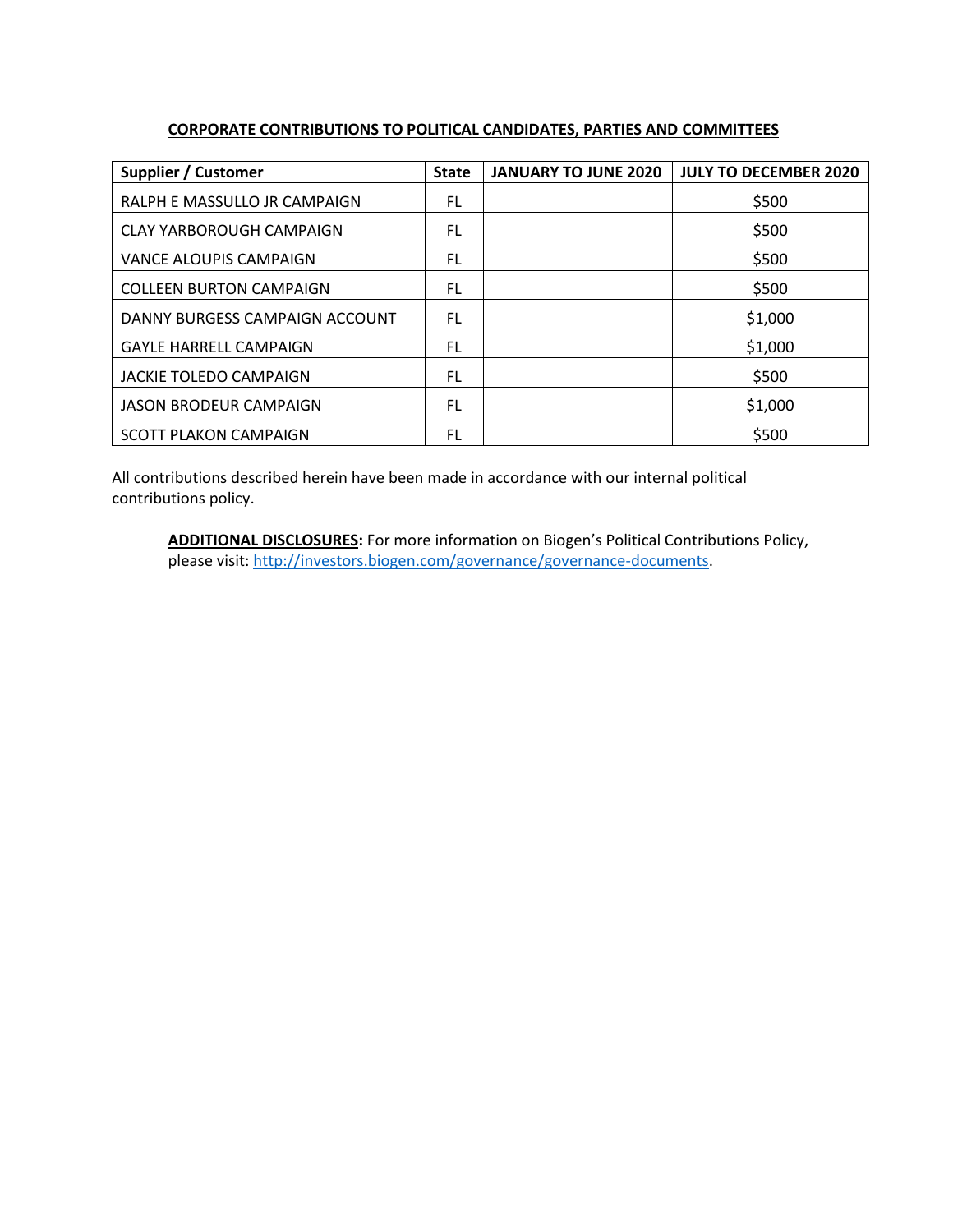**CORPORATE CONTRIBUTIONS TO POLITICAL CANDIDATES, PARTIES AND COMMITTEES**

| Supplier / Customer | State | JANUARY TO JUNE 2020 | JULY TO DECEMBER 2020 |
|---|---|---|---|
| RALPH E MASSULLO JR CAMPAIGN | FL | | $500 |
| CLAY YARBOROUGH CAMPAIGN | FL | | $500 |
| VANCE ALOUPIS CAMPAIGN | FL | | $500 |
| COLLEEN BURTON CAMPAIGN | FL | | $500 |
| DANNY BURGESS CAMPAIGN ACCOUNT | FL | | $1,000 |
| GAYLE HARRELL CAMPAIGN | FL | | $1,000 |
| JACKIE TOLEDO CAMPAIGN | FL | | $500 |
| JASON BRODEUR CAMPAIGN | FL | | $1,000 |
| SCOTT PLAKON CAMPAIGN | FL | | $500 |

All contributions described herein have been made in accordance with our internal political contributions policy.

**ADDITIONAL DISCLOSURES:** For more information on Biogen's Political Contributions Policy, please visit: http://investors.biogen.com/governance/governance-documents.